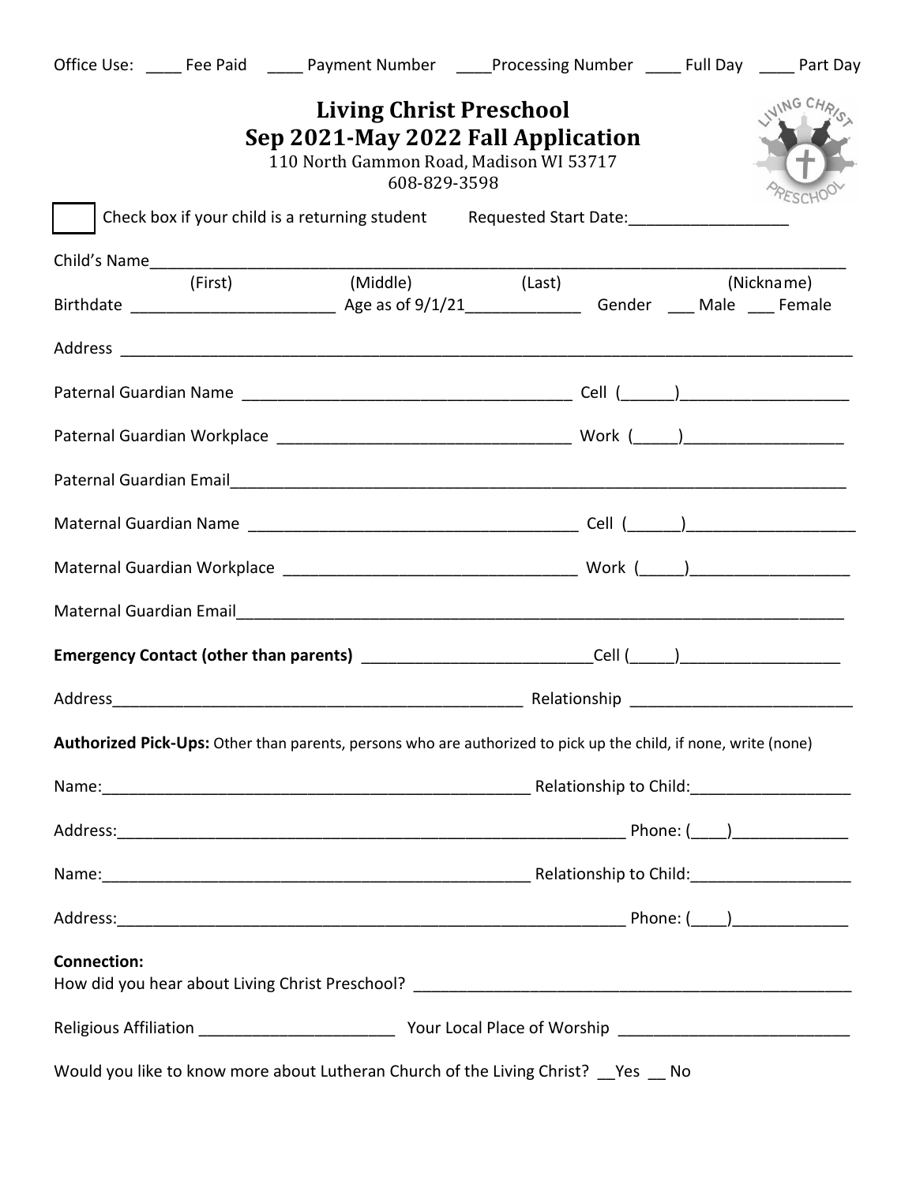Office Use: ____ Fee Paid ____ Payment Number ____Processing Number ____ Full Day ____ Part Day

# Living Christ Preschool
## Sep 2021-May 2022 Fall Application

110 North Gammon Road, Madison WI 53717
608-829-3598

☐ Check box if your child is a returning student Requested Start Date:__________________

Child's Name_________________________________________________________________________________
(First) (Middle) (Last) (Nickname)

Birthdate ________________________ Age as of 9/1/21_____________ Gender ___ Male ___ Female

Address ____________________________________________________________________________________

Paternal Guardian Name ______________________________________ Cell (______)____________________

Paternal Guardian Workplace __________________________________ Work (_____)___________________

Paternal Guardian Email_______________________________________________________________________

Maternal Guardian Name ______________________________________ Cell (______)____________________

Maternal Guardian Workplace __________________________________ Work (_____)___________________

Maternal Guardian Email_______________________________________________________________________

**Emergency Contact (other than parents)** ___________________________Cell (_____)___________________

Address_______________________________________________ Relationship __________________________

**Authorized Pick-Ups:** Other than parents, persons who are authorized to pick up the child, if none, write (none)

Name:_________________________________________________ Relationship to Child:___________________

Address:________________________________________________________ Phone: (____)______________

Name:_________________________________________________ Relationship to Child:___________________

Address:________________________________________________________ Phone: (____)______________

**Connection:**

How did you hear about Living Christ Preschool? ___________________________________________________

Religious Affiliation ______________________ Your Local Place of Worship ___________________________

Would you like to know more about Lutheran Church of the Living Christ? __Yes __ No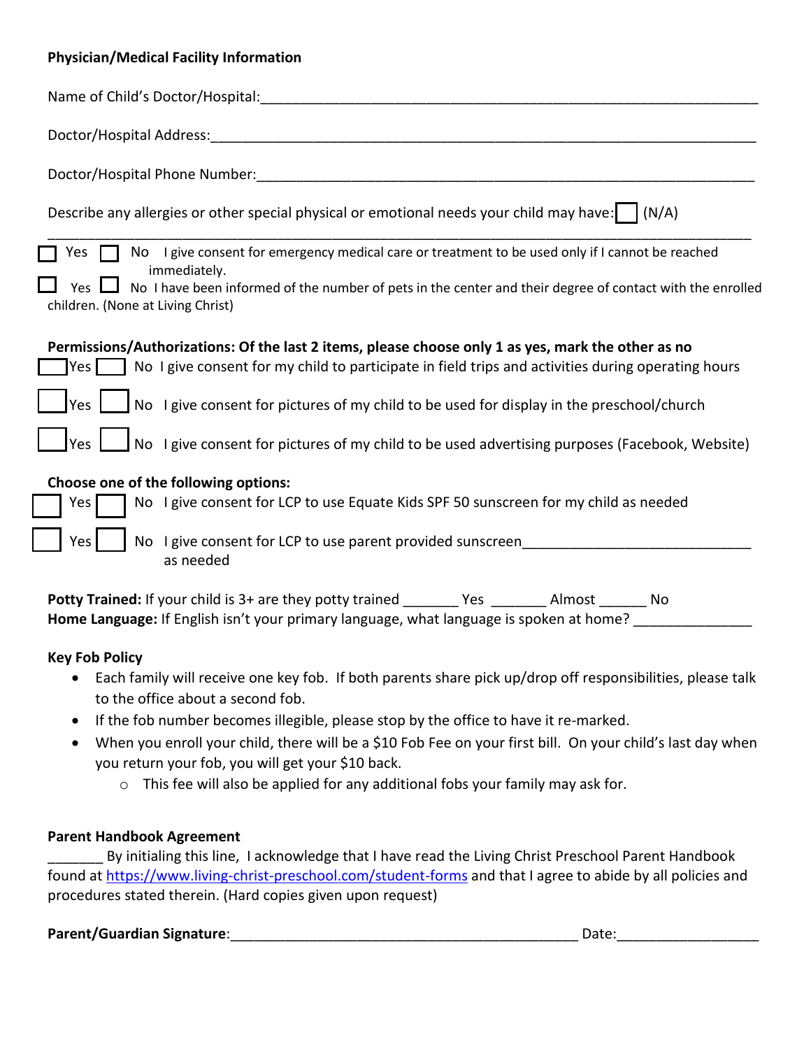**Physician/Medical Facility Information**

Name of Child's Doctor/Hospital:_______________________________________________________________

Doctor/Hospital Address:_____________________________________________________________________

Doctor/Hospital Phone Number:________________________________________________________________

Describe any allergies or other special physical or emotional needs your child may have: ☐ (N/A)

_____________________________________________________________________________________

☐ Yes ☐ No I give consent for emergency medical care or treatment to be used only if I cannot be reached immediately.

☐ Yes ☐ No I have been informed of the number of pets in the center and their degree of contact with the enrolled children. (None at Living Christ)

**Permissions/Authorizations: Of the last 2 items, please choose only 1 as yes, mark the other as no**

☐ Yes ☐ No I give consent for my child to participate in field trips and activities during operating hours

☐ Yes ☐ No I give consent for pictures of my child to be used for display in the preschool/church

☐ Yes ☐ No I give consent for pictures of my child to be used advertising purposes (Facebook, Website)

**Choose one of the following options:**

☐ Yes ☐ No I give consent for LCP to use Equate Kids SPF 50 sunscreen for my child as needed

☐ Yes ☐ No I give consent for LCP to use parent provided sunscreen____________________________ as needed

**Potty Trained:** If your child is 3+ are they potty trained _______ Yes _______ Almost ______ No

**Home Language:** If English isn't your primary language, what language is spoken at home? _______________

**Key Fob Policy**

- Each family will receive one key fob. If both parents share pick up/drop off responsibilities, please talk to the office about a second fob.
- If the fob number becomes illegible, please stop by the office to have it re-marked.
- When you enroll your child, there will be a $10 Fob Fee on your first bill. On your child's last day when you return your fob, you will get your $10 back.
  - This fee will also be applied for any additional fobs your family may ask for.

**Parent Handbook Agreement**

_______ By initialing this line, I acknowledge that I have read the Living Christ Preschool Parent Handbook found at https://www.living-christ-preschool.com/student-forms and that I agree to abide by all policies and procedures stated therein. (Hard copies given upon request)

**Parent/Guardian Signature**:_____________________________________________ Date:__________________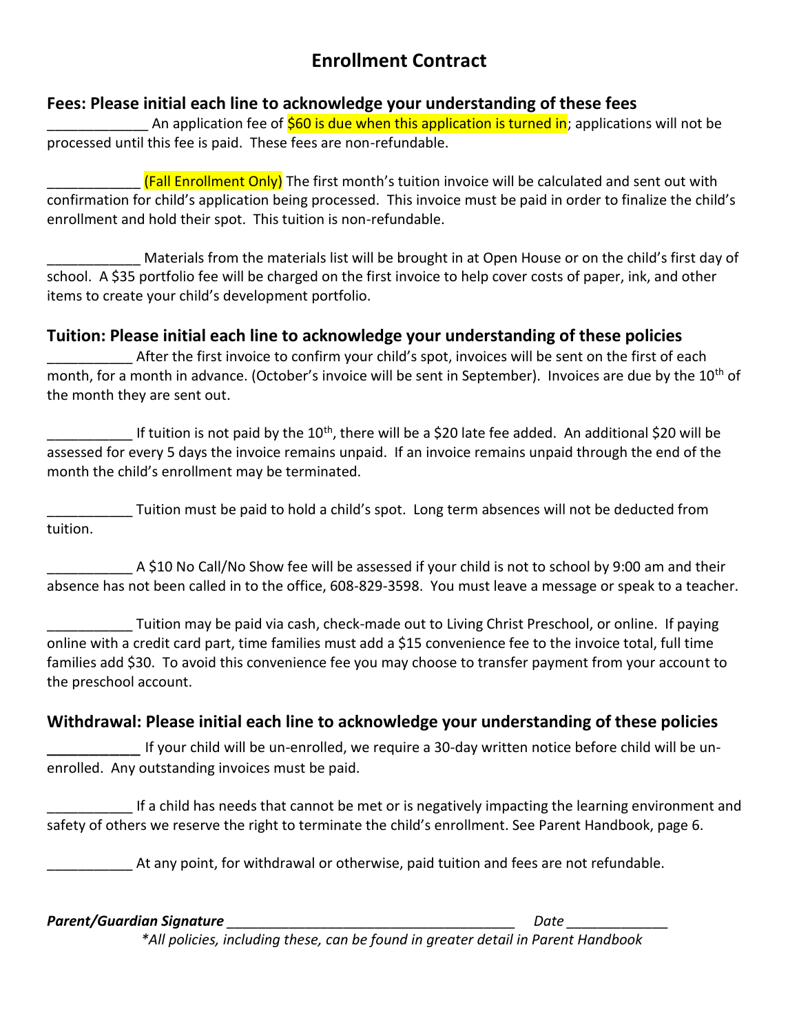# Enrollment Contract

## Fees: Please initial each line to acknowledge your understanding of these fees

_____________ An application fee of $60 is due when this application is turned in; applications will not be processed until this fee is paid. These fees are non-refundable.

____________ (Fall Enrollment Only) The first month's tuition invoice will be calculated and sent out with confirmation for child's application being processed. This invoice must be paid in order to finalize the child's enrollment and hold their spot. This tuition is non-refundable.

____________ Materials from the materials list will be brought in at Open House or on the child's first day of school. A $35 portfolio fee will be charged on the first invoice to help cover costs of paper, ink, and other items to create your child's development portfolio.

## Tuition: Please initial each line to acknowledge your understanding of these policies

___________ After the first invoice to confirm your child's spot, invoices will be sent on the first of each month, for a month in advance. (October's invoice will be sent in September). Invoices are due by the 10th of the month they are sent out.

___________ If tuition is not paid by the 10th, there will be a $20 late fee added. An additional $20 will be assessed for every 5 days the invoice remains unpaid. If an invoice remains unpaid through the end of the month the child's enrollment may be terminated.

___________ Tuition must be paid to hold a child's spot. Long term absences will not be deducted from tuition.

___________ A $10 No Call/No Show fee will be assessed if your child is not to school by 9:00 am and their absence has not been called in to the office, 608-829-3598. You must leave a message or speak to a teacher.

___________ Tuition may be paid via cash, check-made out to Living Christ Preschool, or online. If paying online with a credit card part, time families must add a $15 convenience fee to the invoice total, full time families add $30. To avoid this convenience fee you may choose to transfer payment from your account to the preschool account.

## Withdrawal: Please initial each line to acknowledge your understanding of these policies

___________ If your child will be un-enrolled, we require a 30-day written notice before child will be un-enrolled. Any outstanding invoices must be paid.

___________ If a child has needs that cannot be met or is negatively impacting the learning environment and safety of others we reserve the right to terminate the child's enrollment. See Parent Handbook, page 6.

___________ At any point, for withdrawal or otherwise, paid tuition and fees are not refundable.

***Parent/Guardian Signature*** _____________________________________ *Date* _____________

*\*All policies, including these, can be found in greater detail in Parent Handbook*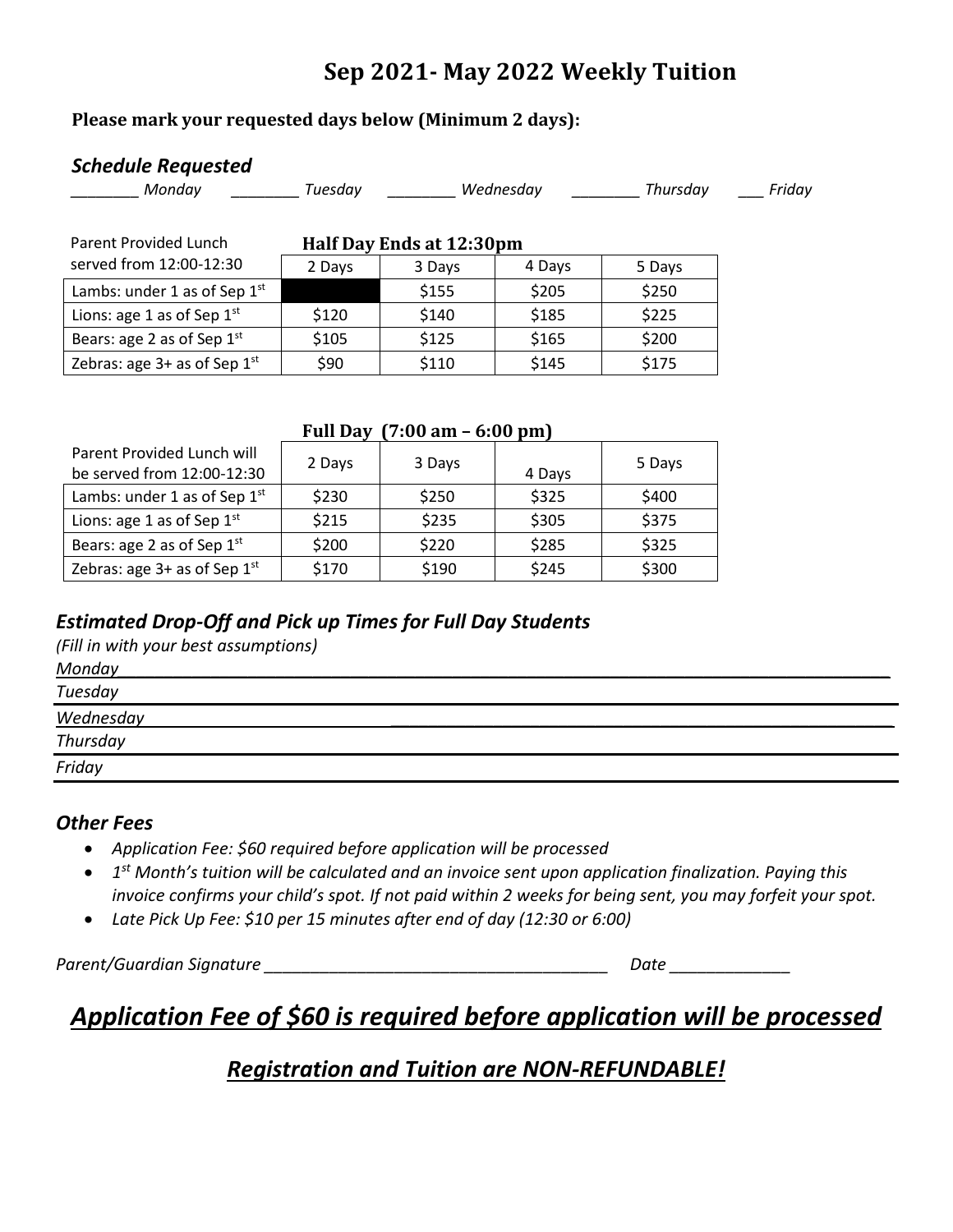# Sep 2021- May 2022 Weekly Tuition

**Please mark your requested days below (Minimum 2 days):**

### *Schedule Requested*

*________ Monday ________ Tuesday ________ Wednesday ________ Thursday ___ Friday*

**Half Day Ends at 12:30pm**

| Parent Provided Lunch served from 12:00-12:30 | 2 Days | 3 Days | 4 Days | 5 Days |
|---|---|---|---|---|
| Lambs: under 1 as of Sep 1st | | $155 | $205 | $250 |
| Lions: age 1 as of Sep 1st | $120 | $140 | $185 | $225 |
| Bears: age 2 as of Sep 1st | $105 | $125 | $165 | $200 |
| Zebras: age 3+ as of Sep 1st | $90 | $110 | $145 | $175 |

**Full Day (7:00 am – 6:00 pm)**

| Parent Provided Lunch will be served from 12:00-12:30 | 2 Days | 3 Days | 4 Days | 5 Days |
|---|---|---|---|---|
| Lambs: under 1 as of Sep 1st | $230 | $250 | $325 | $400 |
| Lions: age 1 as of Sep 1st | $215 | $235 | $305 | $375 |
| Bears: age 2 as of Sep 1st | $200 | $220 | $285 | $325 |
| Zebras: age 3+ as of Sep 1st | $170 | $190 | $245 | $300 |

### *Estimated Drop-Off and Pick up Times for Full Day Students*

*(Fill in with your best assumptions)*

*Monday* ________________________________________________

*Tuesday* ________________________________________________

*Wednesday* ________________________________________________

*Thursday* ________________________________________________

*Friday* ________________________________________________

### *Other Fees*

- *Application Fee: $60 required before application will be processed*
- *1st Month's tuition will be calculated and an invoice sent upon application finalization. Paying this invoice confirms your child's spot. If not paid within 2 weeks for being sent, you may forfeit your spot.*
- *Late Pick Up Fee: $10 per 15 minutes after end of day (12:30 or 6:00)*

*Parent/Guardian Signature* ______________________________________ *Date* _____________

## ***Application Fee of $60 is required before application will be processed***

### ***Registration and Tuition are NON-REFUNDABLE!***